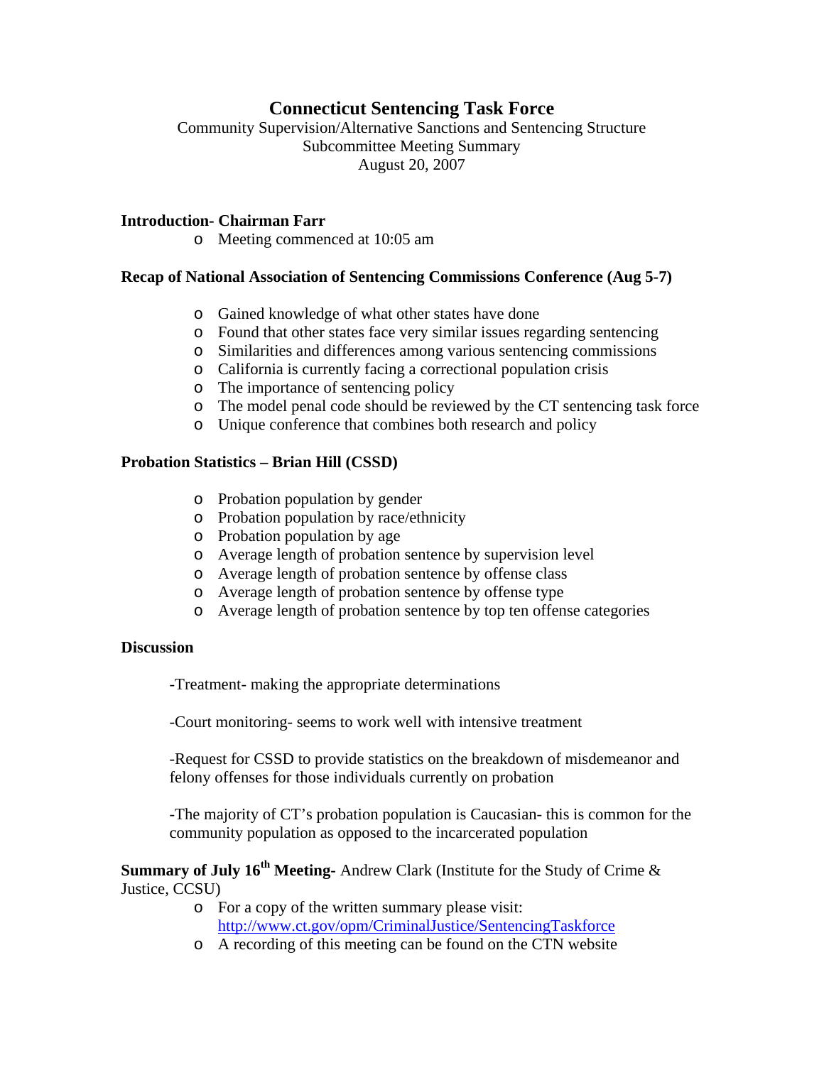# Connecticut Sentencing Task Force

Community Supervision/Alternative Sanctions and Sentencing Structure
Subcommittee Meeting Summary
August 20, 2007

**Introduction- Chairman Farr**

- Meeting commenced at 10:05 am

**Recap of National Association of Sentencing Commissions Conference (Aug 5-7)**

- Gained knowledge of what other states have done
- Found that other states face very similar issues regarding sentencing
- Similarities and differences among various sentencing commissions
- California is currently facing a correctional population crisis
- The importance of sentencing policy
- The model penal code should be reviewed by the CT sentencing task force
- Unique conference that combines both research and policy

**Probation Statistics – Brian Hill (CSSD)**

- Probation population by gender
- Probation population by race/ethnicity
- Probation population by age
- Average length of probation sentence by supervision level
- Average length of probation sentence by offense class
- Average length of probation sentence by offense type
- Average length of probation sentence by top ten offense categories

**Discussion**

-Treatment- making the appropriate determinations

-Court monitoring- seems to work well with intensive treatment

-Request for CSSD to provide statistics on the breakdown of misdemeanor and felony offenses for those individuals currently on probation

-The majority of CT's probation population is Caucasian- this is common for the community population as opposed to the incarcerated population

**Summary of July 16th Meeting-** Andrew Clark (Institute for the Study of Crime & Justice, CCSU)

- For a copy of the written summary please visit: http://www.ct.gov/opm/CriminalJustice/SentencingTaskforce
- A recording of this meeting can be found on the CTN website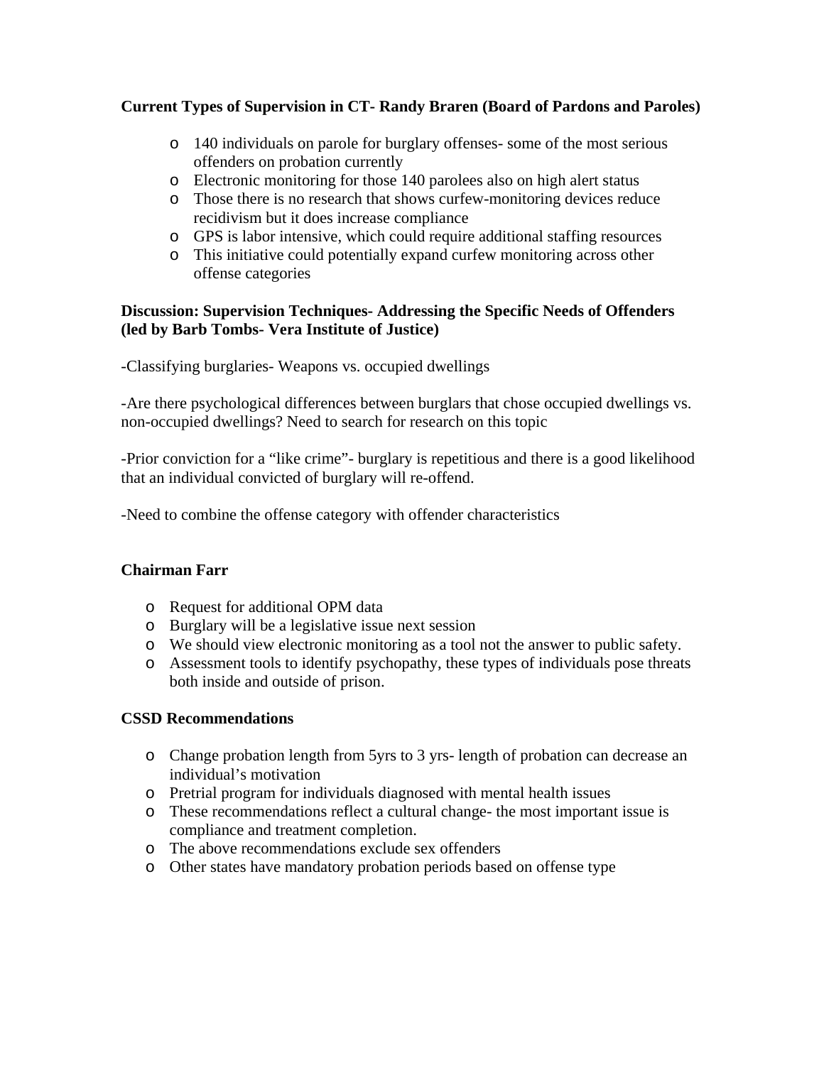**Current Types of Supervision in CT- Randy Braren (Board of Pardons and Paroles)**

- 140 individuals on parole for burglary offenses- some of the most serious offenders on probation currently
- Electronic monitoring for those 140 parolees also on high alert status
- Those there is no research that shows curfew-monitoring devices reduce recidivism but it does increase compliance
- GPS is labor intensive, which could require additional staffing resources
- This initiative could potentially expand curfew monitoring across other offense categories

**Discussion: Supervision Techniques- Addressing the Specific Needs of Offenders (led by Barb Tombs- Vera Institute of Justice)**

-Classifying burglaries- Weapons vs. occupied dwellings

-Are there psychological differences between burglars that chose occupied dwellings vs. non-occupied dwellings? Need to search for research on this topic

-Prior conviction for a "like crime"- burglary is repetitious and there is a good likelihood that an individual convicted of burglary will re-offend.

-Need to combine the offense category with offender characteristics

**Chairman Farr**

- Request for additional OPM data
- Burglary will be a legislative issue next session
- We should view electronic monitoring as a tool not the answer to public safety.
- Assessment tools to identify psychopathy, these types of individuals pose threats both inside and outside of prison.

**CSSD Recommendations**

- Change probation length from 5yrs to 3 yrs- length of probation can decrease an individual's motivation
- Pretrial program for individuals diagnosed with mental health issues
- These recommendations reflect a cultural change- the most important issue is compliance and treatment completion.
- The above recommendations exclude sex offenders
- Other states have mandatory probation periods based on offense type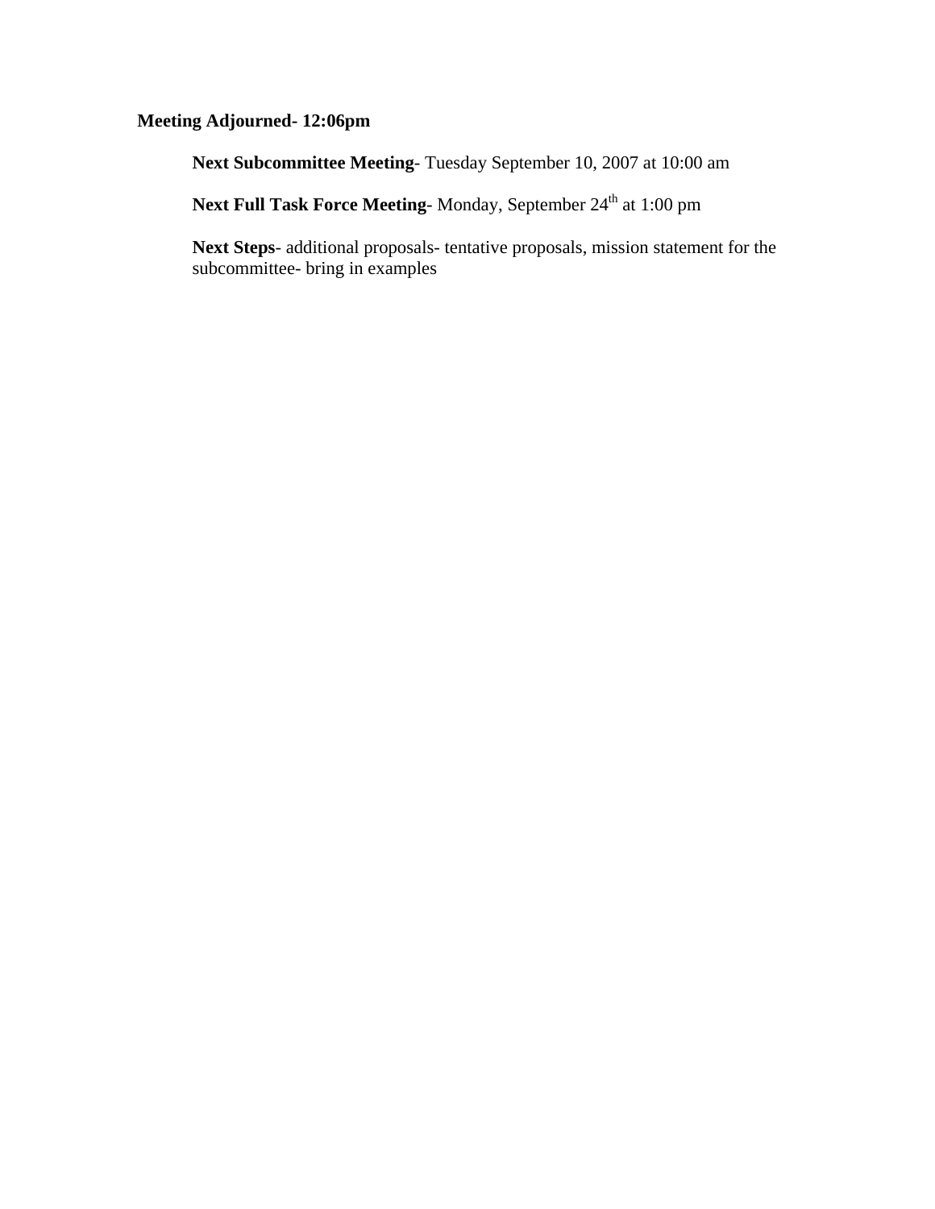**Meeting Adjourned- 12:06pm**

**Next Subcommittee Meeting**- Tuesday September 10, 2007 at 10:00 am

**Next Full Task Force Meeting**- Monday, September 24th at 1:00 pm

**Next Steps**- additional proposals- tentative proposals, mission statement for the subcommittee- bring in examples